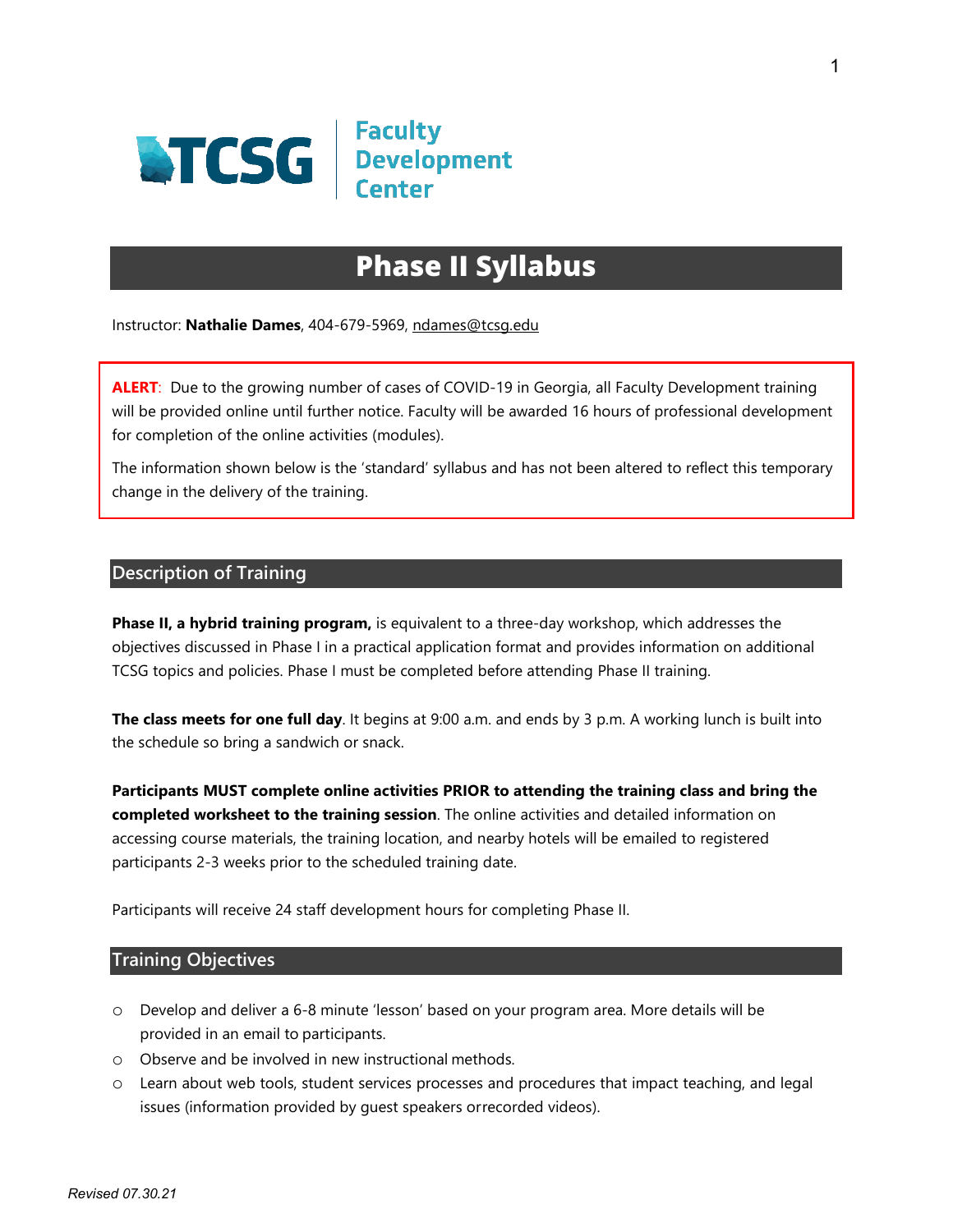TCSG | Faculty Development Center

# Phase II Syllabus

Instructor: **Nathalie Dames**, 404-679-5969, ndames@tcsg.edu

**ALERT**: Due to the growing number of cases of COVID-19 in Georgia, all Faculty Development training will be provided online until further notice. Faculty will be awarded 16 hours of professional development for completion of the online activities (modules).

The information shown below is the 'standard' syllabus and has not been altered to reflect this temporary change in the delivery of the training.

## Description of Training

**Phase II, a hybrid training program,** is equivalent to a three-day workshop, which addresses the objectives discussed in Phase I in a practical application format and provides information on additional TCSG topics and policies. Phase I must be completed before attending Phase II training.

**The class meets for one full day**. It begins at 9:00 a.m. and ends by 3 p.m. A working lunch is built into the schedule so bring a sandwich or snack.

**Participants MUST complete online activities PRIOR to attending the training class and bring the completed worksheet to the training session**. The online activities and detailed information on accessing course materials, the training location, and nearby hotels will be emailed to registered participants 2-3 weeks prior to the scheduled training date.

Participants will receive 24 staff development hours for completing Phase II.

## Training Objectives

- Develop and deliver a 6-8 minute 'lesson' based on your program area. More details will be provided in an email to participants.
- Observe and be involved in new instructional methods.
- Learn about web tools, student services processes and procedures that impact teaching, and legal issues (information provided by guest speakers orrecorded videos).

*Revised 07.30.21*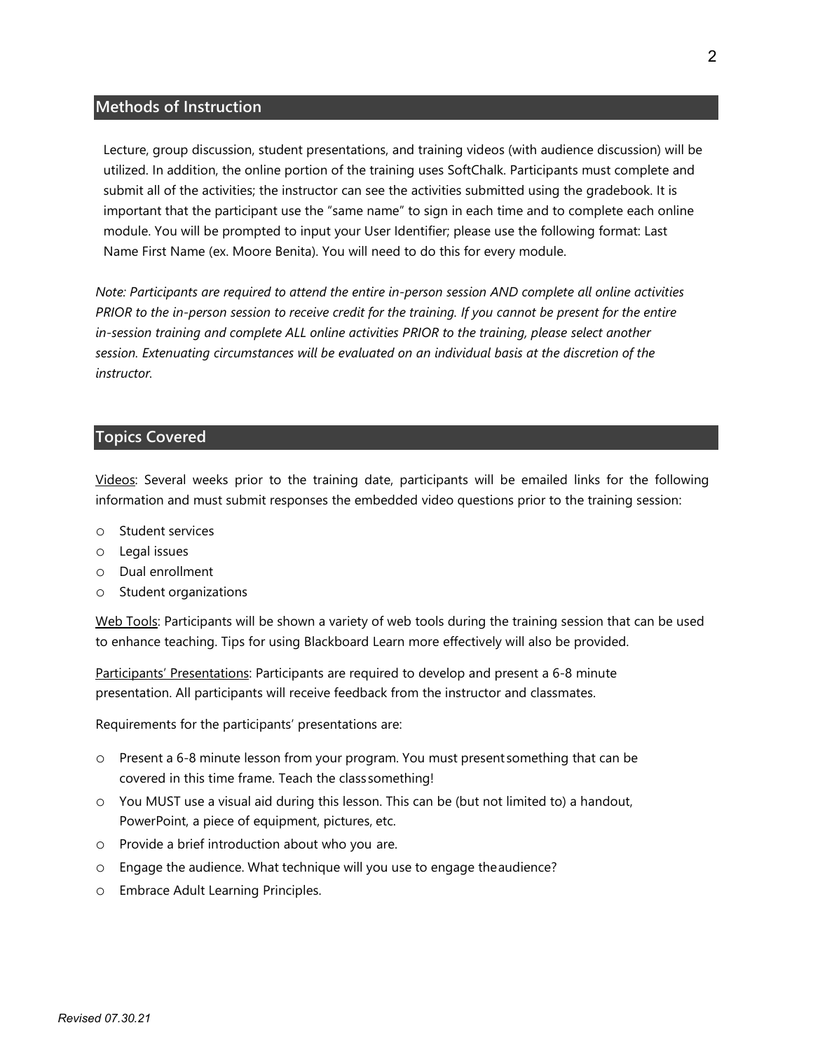## Methods of Instruction

Lecture, group discussion, student presentations, and training videos (with audience discussion) will be utilized. In addition, the online portion of the training uses SoftChalk. Participants must complete and submit all of the activities; the instructor can see the activities submitted using the gradebook. It is important that the participant use the "same name" to sign in each time and to complete each online module. You will be prompted to input your User Identifier; please use the following format: Last Name First Name (ex. Moore Benita). You will need to do this for every module.

*Note: Participants are required to attend the entire in-person session AND complete all online activities PRIOR to the in-person session to receive credit for the training. If you cannot be present for the entire in-session training and complete ALL online activities PRIOR to the training, please select another session. Extenuating circumstances will be evaluated on an individual basis at the discretion of the instructor.*

## Topics Covered

Videos: Several weeks prior to the training date, participants will be emailed links for the following information and must submit responses the embedded video questions prior to the training session:

- Student services
- Legal issues
- Dual enrollment
- Student organizations

Web Tools: Participants will be shown a variety of web tools during the training session that can be used to enhance teaching. Tips for using Blackboard Learn more effectively will also be provided.

Participants' Presentations: Participants are required to develop and present a 6-8 minute presentation. All participants will receive feedback from the instructor and classmates.

Requirements for the participants' presentations are:

- Present a 6-8 minute lesson from your program. You must present something that can be covered in this time frame. Teach the class something!
- You MUST use a visual aid during this lesson. This can be (but not limited to) a handout, PowerPoint, a piece of equipment, pictures, etc.
- Provide a brief introduction about who you are.
- Engage the audience. What technique will you use to engage the audience?
- Embrace Adult Learning Principles.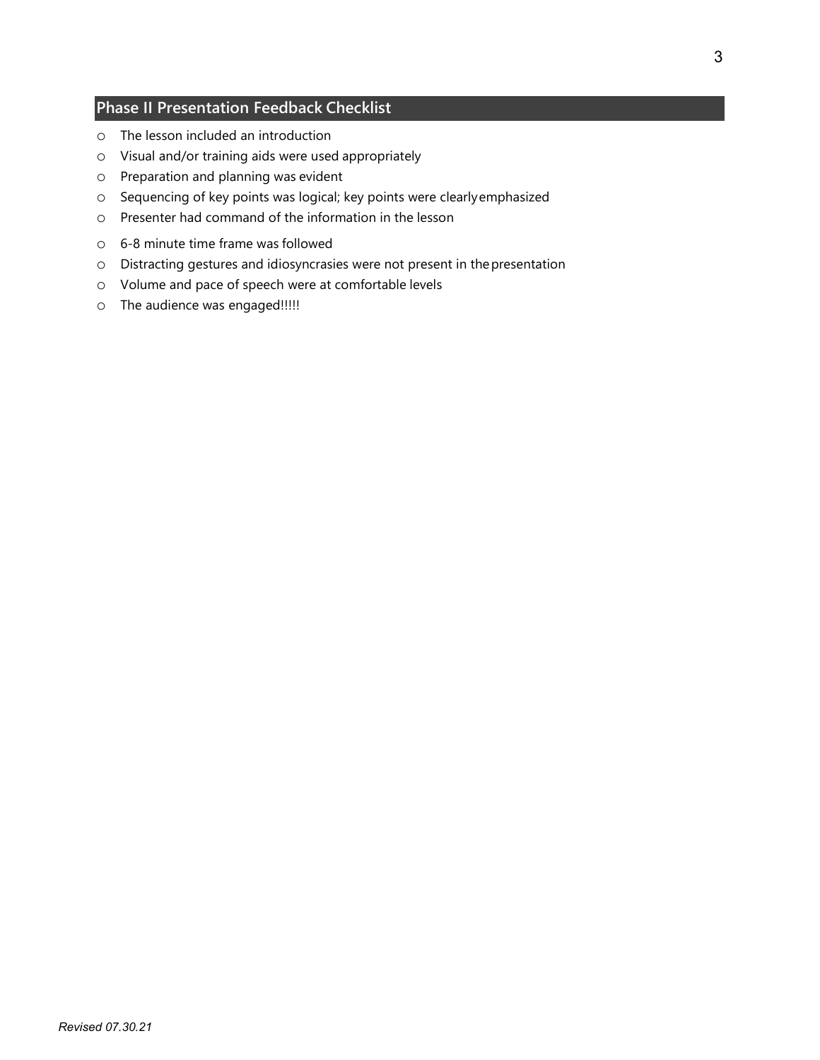## Phase II Presentation Feedback Checklist

- The lesson included an introduction
- Visual and/or training aids were used appropriately
- Preparation and planning was evident
- Sequencing of key points was logical; key points were clearly emphasized
- Presenter had command of the information in the lesson
- 6-8 minute time frame was followed
- Distracting gestures and idiosyncrasies were not present in the presentation
- Volume and pace of speech were at comfortable levels
- The audience was engaged!!!!!

*Revised 07.30.21*